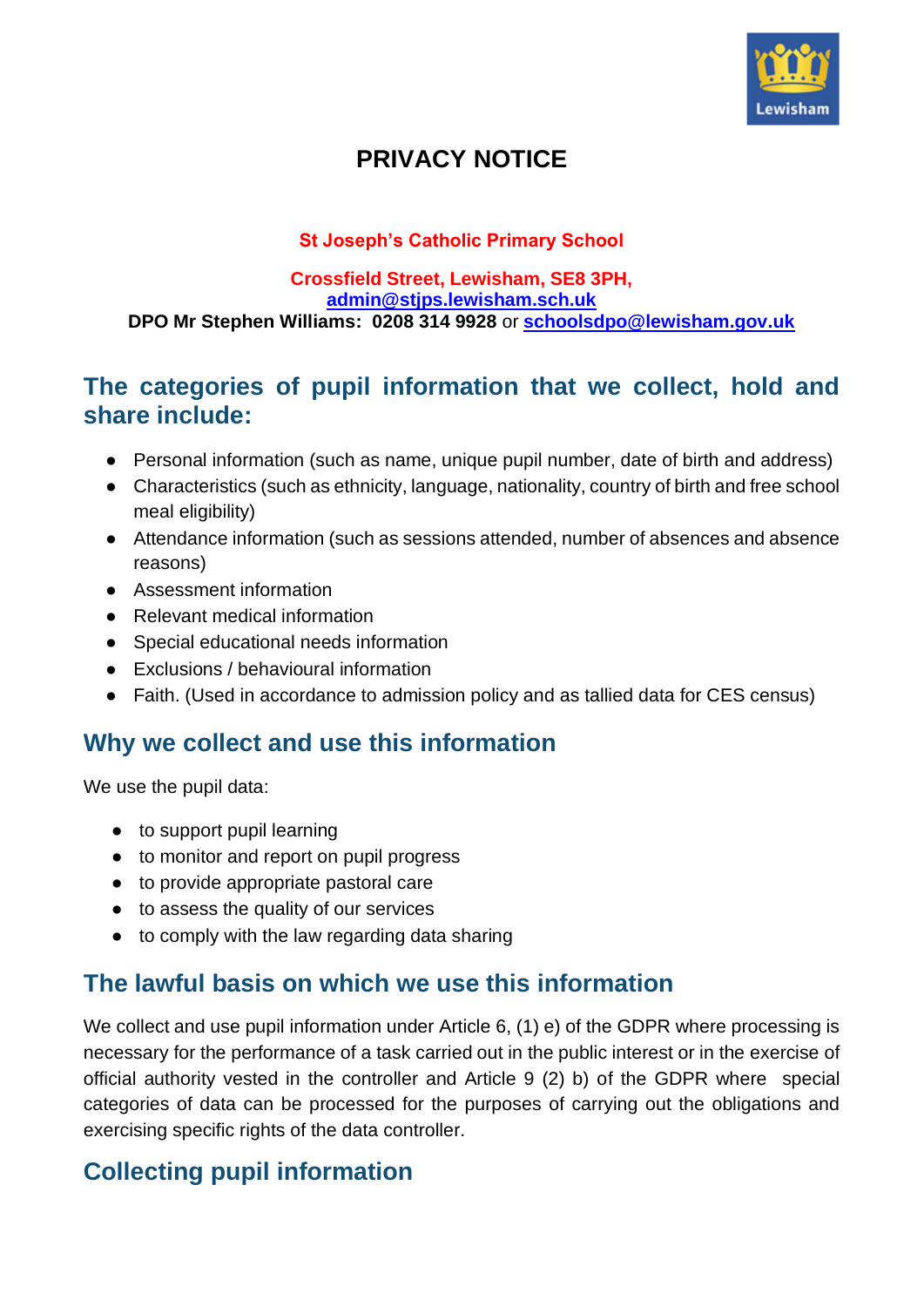# PRIVACY NOTICE

**St Joseph's Catholic Primary School**

**Crossfield Street, Lewisham, SE8 3PH,**
**admin@stjps.lewisham.sch.uk**
**DPO Mr Stephen Williams: 0208 314 9928** or **schoolsdpo@lewisham.gov.uk**

## The categories of pupil information that we collect, hold and share include:

- Personal information (such as name, unique pupil number, date of birth and address)
- Characteristics (such as ethnicity, language, nationality, country of birth and free school meal eligibility)
- Attendance information (such as sessions attended, number of absences and absence reasons)
- Assessment information
- Relevant medical information
- Special educational needs information
- Exclusions / behavioural information
- Faith. (Used in accordance to admission policy and as tallied data for CES census)

## Why we collect and use this information

We use the pupil data:

- to support pupil learning
- to monitor and report on pupil progress
- to provide appropriate pastoral care
- to assess the quality of our services
- to comply with the law regarding data sharing

## The lawful basis on which we use this information

We collect and use pupil information under Article 6, (1) e) of the GDPR where processing is necessary for the performance of a task carried out in the public interest or in the exercise of official authority vested in the controller and Article 9 (2) b) of the GDPR where special categories of data can be processed for the purposes of carrying out the obligations and exercising specific rights of the data controller.

## Collecting pupil information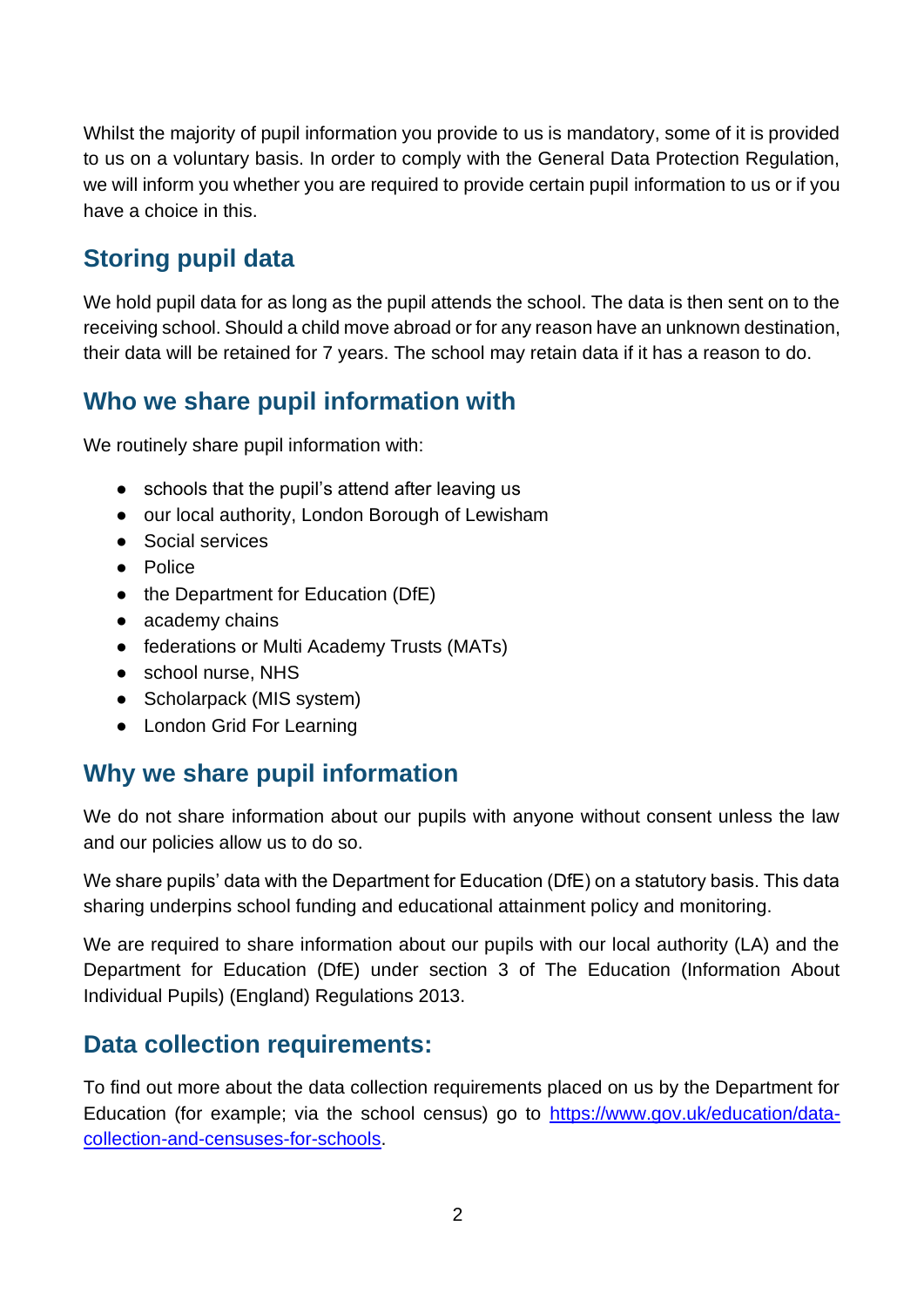Whilst the majority of pupil information you provide to us is mandatory, some of it is provided to us on a voluntary basis. In order to comply with the General Data Protection Regulation, we will inform you whether you are required to provide certain pupil information to us or if you have a choice in this.

## Storing pupil data

We hold pupil data for as long as the pupil attends the school. The data is then sent on to the receiving school. Should a child move abroad or for any reason have an unknown destination, their data will be retained for 7 years. The school may retain data if it has a reason to do.

## Who we share pupil information with

We routinely share pupil information with:

- schools that the pupil's attend after leaving us
- our local authority, London Borough of Lewisham
- Social services
- Police
- the Department for Education (DfE)
- academy chains
- federations or Multi Academy Trusts (MATs)
- school nurse, NHS
- Scholarpack (MIS system)
- London Grid For Learning

## Why we share pupil information

We do not share information about our pupils with anyone without consent unless the law and our policies allow us to do so.

We share pupils' data with the Department for Education (DfE) on a statutory basis. This data sharing underpins school funding and educational attainment policy and monitoring.

We are required to share information about our pupils with our local authority (LA) and the Department for Education (DfE) under section 3 of The Education (Information About Individual Pupils) (England) Regulations 2013.

## Data collection requirements:

To find out more about the data collection requirements placed on us by the Department for Education (for example; via the school census) go to [https://www.gov.uk/education/data-collection-and-censuses-for-schools](https://www.gov.uk/education/data-collection-and-censuses-for-schools).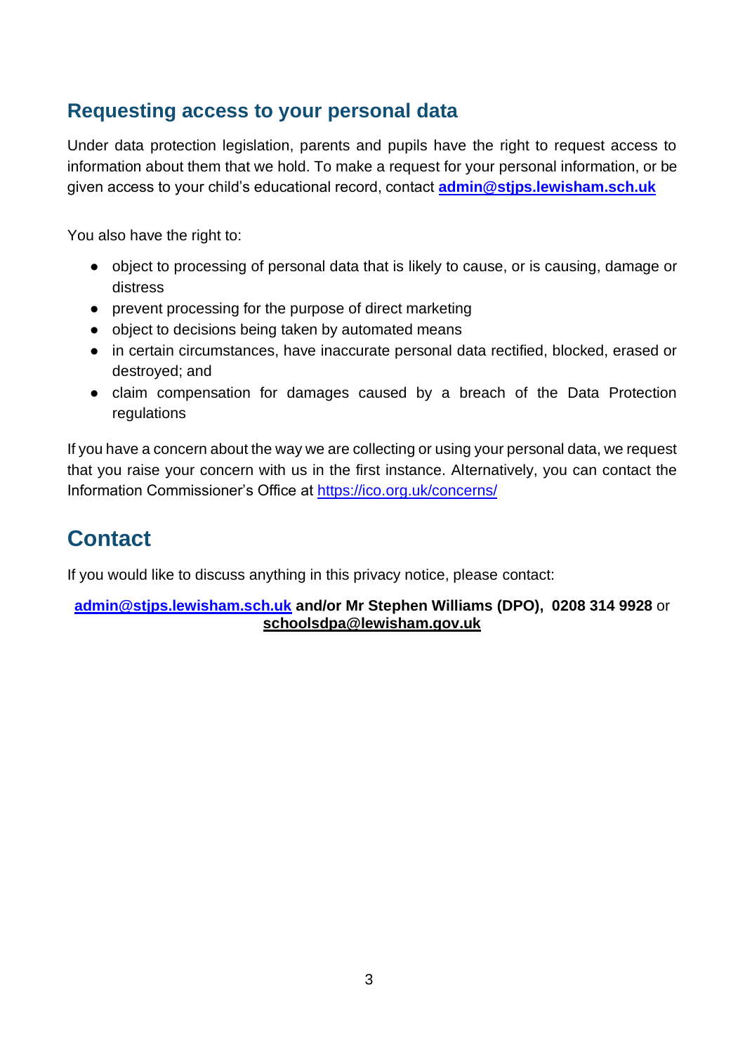## Requesting access to your personal data

Under data protection legislation, parents and pupils have the right to request access to information about them that we hold. To make a request for your personal information, or be given access to your child's educational record, contact **admin@stjps.lewisham.sch.uk**

You also have the right to:

- object to processing of personal data that is likely to cause, or is causing, damage or distress
- prevent processing for the purpose of direct marketing
- object to decisions being taken by automated means
- in certain circumstances, have inaccurate personal data rectified, blocked, erased or destroyed; and
- claim compensation for damages caused by a breach of the Data Protection regulations

If you have a concern about the way we are collecting or using your personal data, we request that you raise your concern with us in the first instance. Alternatively, you can contact the Information Commissioner's Office at https://ico.org.uk/concerns/

# Contact

If you would like to discuss anything in this privacy notice, please contact:

**admin@stjps.lewisham.sch.uk and/or Mr Stephen Williams (DPO), 0208 314 9928** or **schoolsdpa@lewisham.gov.uk**